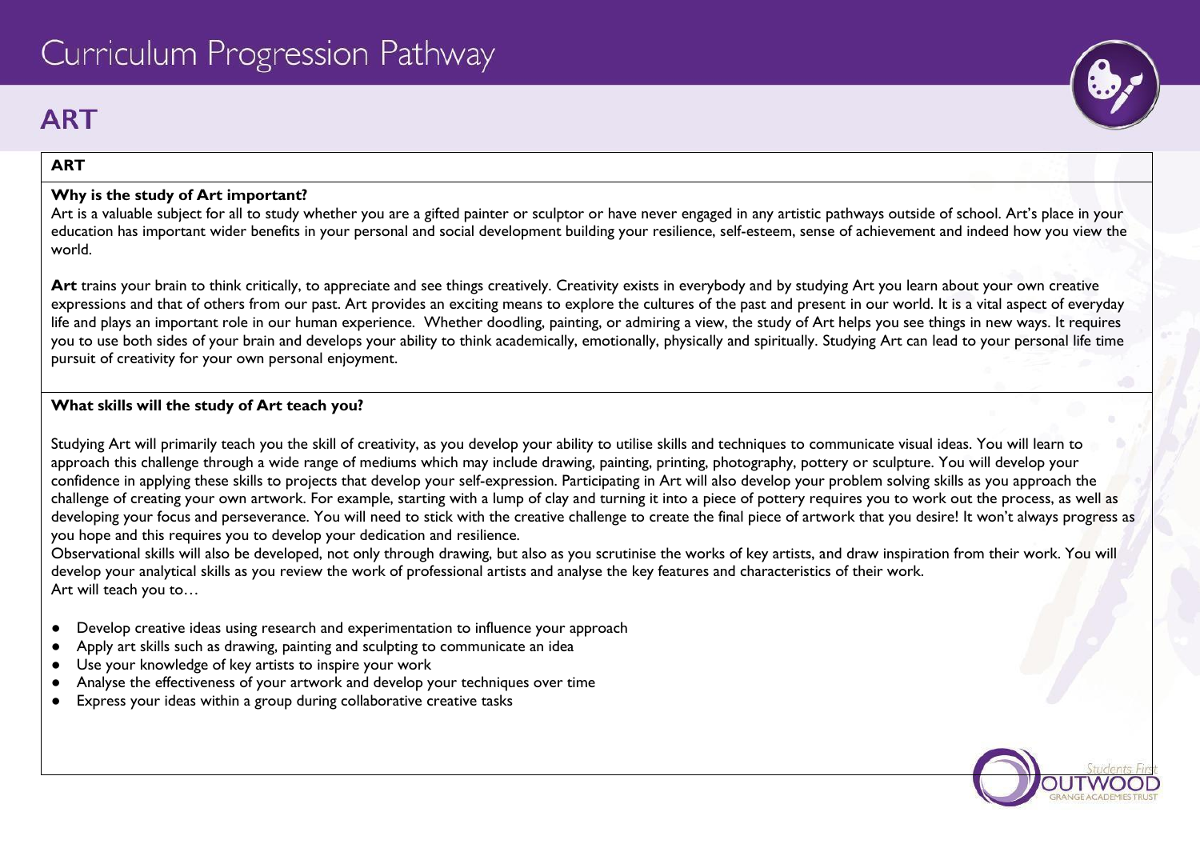# Curriculum Progression Pathway

## ART

### ART

**Why is the study of Art important?**

Art is a valuable subject for all to study whether you are a gifted painter or sculptor or have never engaged in any artistic pathways outside of school. Art's place in your education has important wider benefits in your personal and social development building your resilience, self-esteem, sense of achievement and indeed how you view the world.

**Art** trains your brain to think critically, to appreciate and see things creatively. Creativity exists in everybody and by studying Art you learn about your own creative expressions and that of others from our past. Art provides an exciting means to explore the cultures of the past and present in our world. It is a vital aspect of everyday life and plays an important role in our human experience. Whether doodling, painting, or admiring a view, the study of Art helps you see things in new ways. It requires you to use both sides of your brain and develops your ability to think academically, emotionally, physically and spiritually. Studying Art can lead to your personal life time pursuit of creativity for your own personal enjoyment.

**What skills will the study of Art teach you?**

Studying Art will primarily teach you the skill of creativity, as you develop your ability to utilise skills and techniques to communicate visual ideas. You will learn to approach this challenge through a wide range of mediums which may include drawing, painting, printing, photography, pottery or sculpture. You will develop your confidence in applying these skills to projects that develop your self-expression. Participating in Art will also develop your problem solving skills as you approach the challenge of creating your own artwork. For example, starting with a lump of clay and turning it into a piece of pottery requires you to work out the process, as well as developing your focus and perseverance. You will need to stick with the creative challenge to create the final piece of artwork that you desire! It won't always progress as you hope and this requires you to develop your dedication and resilience.
Observational skills will also be developed, not only through drawing, but also as you scrutinise the works of key artists, and draw inspiration from their work. You will develop your analytical skills as you review the work of professional artists and analyse the key features and characteristics of their work.
Art will teach you to…

- Develop creative ideas using research and experimentation to influence your approach
- Apply art skills such as drawing, painting and sculpting to communicate an idea
- Use your knowledge of key artists to inspire your work
- Analyse the effectiveness of your artwork and develop your techniques over time
- Express your ideas within a group during collaborative creative tasks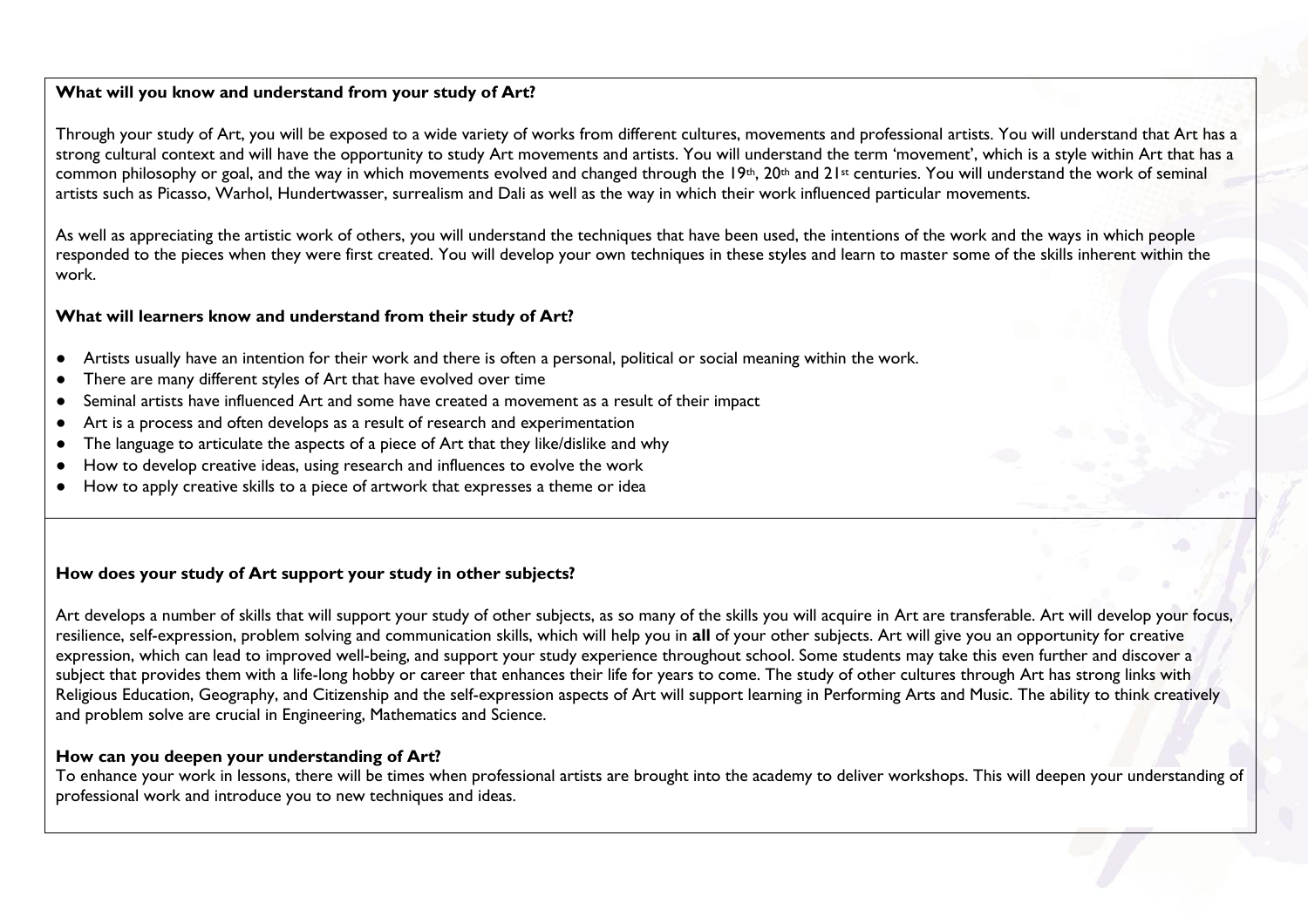**What will you know and understand from your study of Art?**

Through your study of Art, you will be exposed to a wide variety of works from different cultures, movements and professional artists. You will understand that Art has a strong cultural context and will have the opportunity to study Art movements and artists. You will understand the term 'movement', which is a style within Art that has a common philosophy or goal, and the way in which movements evolved and changed through the 19th, 20th and 21st centuries. You will understand the work of seminal artists such as Picasso, Warhol, Hundertwasser, surrealism and Dali as well as the way in which their work influenced particular movements.

As well as appreciating the artistic work of others, you will understand the techniques that have been used, the intentions of the work and the ways in which people responded to the pieces when they were first created. You will develop your own techniques in these styles and learn to master some of the skills inherent within the work.

**What will learners know and understand from their study of Art?**

- Artists usually have an intention for their work and there is often a personal, political or social meaning within the work.
- There are many different styles of Art that have evolved over time
- Seminal artists have influenced Art and some have created a movement as a result of their impact
- Art is a process and often develops as a result of research and experimentation
- The language to articulate the aspects of a piece of Art that they like/dislike and why
- How to develop creative ideas, using research and influences to evolve the work
- How to apply creative skills to a piece of artwork that expresses a theme or idea

**How does your study of Art support your study in other subjects?**

Art develops a number of skills that will support your study of other subjects, as so many of the skills you will acquire in Art are transferable. Art will develop your focus, resilience, self-expression, problem solving and communication skills, which will help you in **all** of your other subjects. Art will give you an opportunity for creative expression, which can lead to improved well-being, and support your study experience throughout school. Some students may take this even further and discover a subject that provides them with a life-long hobby or career that enhances their life for years to come. The study of other cultures through Art has strong links with Religious Education, Geography, and Citizenship and the self-expression aspects of Art will support learning in Performing Arts and Music. The ability to think creatively and problem solve are crucial in Engineering, Mathematics and Science.

**How can you deepen your understanding of Art?**

To enhance your work in lessons, there will be times when professional artists are brought into the academy to deliver workshops. This will deepen your understanding of professional work and introduce you to new techniques and ideas.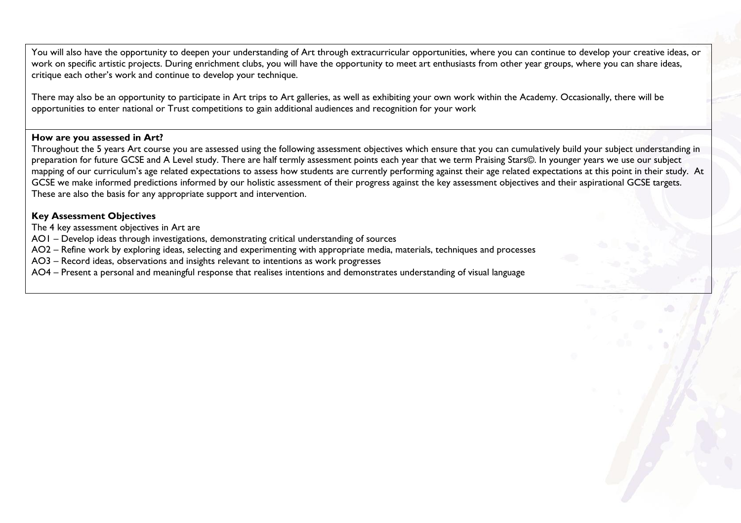You will also have the opportunity to deepen your understanding of Art through extracurricular opportunities, where you can continue to develop your creative ideas, or work on specific artistic projects. During enrichment clubs, you will have the opportunity to meet art enthusiasts from other year groups, where you can share ideas, critique each other's work and continue to develop your technique.

There may also be an opportunity to participate in Art trips to Art galleries, as well as exhibiting your own work within the Academy. Occasionally, there will be opportunities to enter national or Trust competitions to gain additional audiences and recognition for your work

**How are you assessed in Art?**

Throughout the 5 years Art course you are assessed using the following assessment objectives which ensure that you can cumulatively build your subject understanding in preparation for future GCSE and A Level study. There are half termly assessment points each year that we term Praising Stars©. In younger years we use our subject mapping of our curriculum's age related expectations to assess how students are currently performing against their age related expectations at this point in their study. At GCSE we make informed predictions informed by our holistic assessment of their progress against the key assessment objectives and their aspirational GCSE targets. These are also the basis for any appropriate support and intervention.

**Key Assessment Objectives**

The 4 key assessment objectives in Art are

AO1 – Develop ideas through investigations, demonstrating critical understanding of sources

AO2 – Refine work by exploring ideas, selecting and experimenting with appropriate media, materials, techniques and processes

AO3 – Record ideas, observations and insights relevant to intentions as work progresses

AO4 – Present a personal and meaningful response that realises intentions and demonstrates understanding of visual language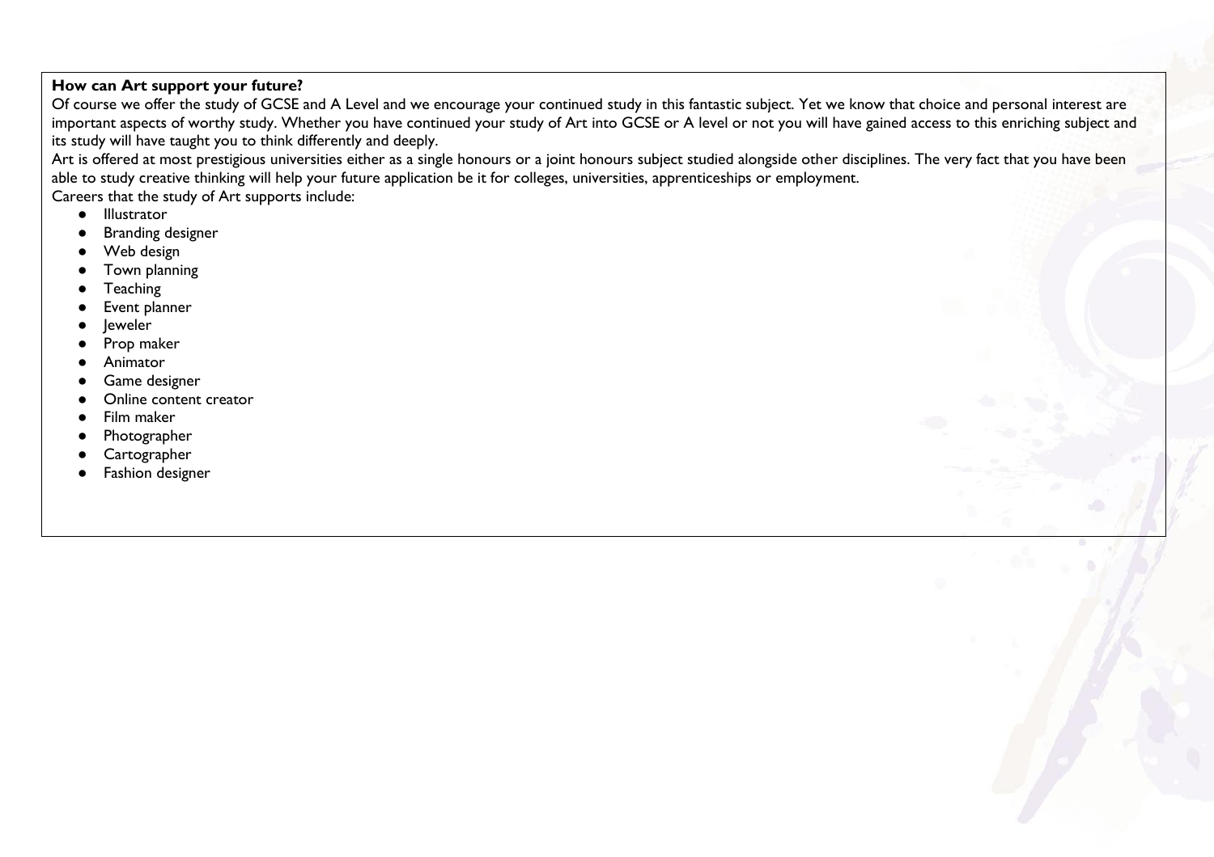**How can Art support your future?**

Of course we offer the study of GCSE and A Level and we encourage your continued study in this fantastic subject. Yet we know that choice and personal interest are important aspects of worthy study. Whether you have continued your study of Art into GCSE or A level or not you will have gained access to this enriching subject and its study will have taught you to think differently and deeply.

Art is offered at most prestigious universities either as a single honours or a joint honours subject studied alongside other disciplines. The very fact that you have been able to study creative thinking will help your future application be it for colleges, universities, apprenticeships or employment.

Careers that the study of Art supports include:

- Illustrator
- Branding designer
- Web design
- Town planning
- Teaching
- Event planner
- Jeweler
- Prop maker
- Animator
- Game designer
- Online content creator
- Film maker
- Photographer
- Cartographer
- Fashion designer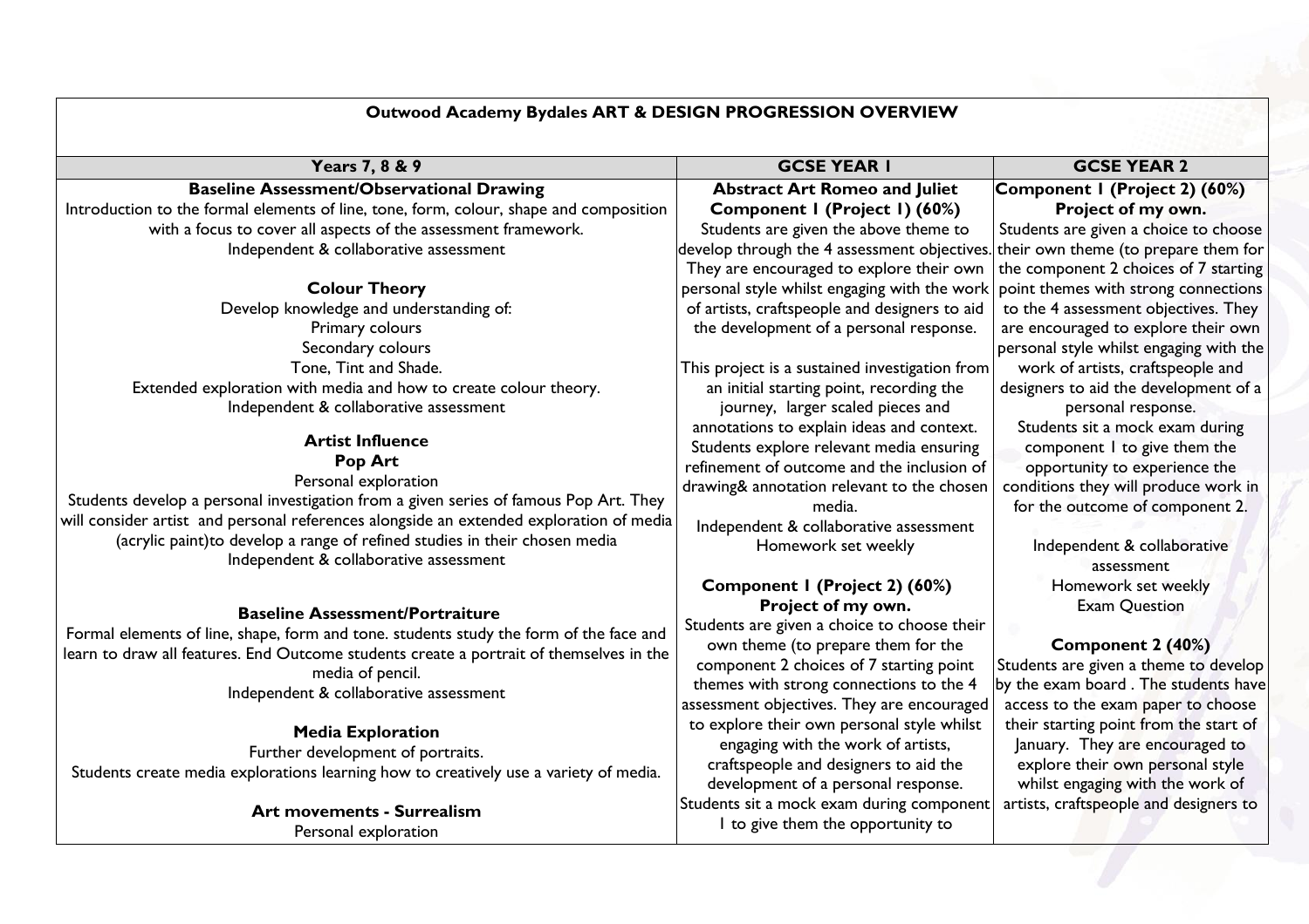| Outwood Academy Bydales ART & DESIGN PROGRESSION OVERVIEW | | |
|---|---|---|
| **Years 7, 8 & 9** | **GCSE YEAR 1** | **GCSE YEAR 2** |
| **Baseline Assessment/Observational Drawing**<br>Introduction to the formal elements of line, tone, form, colour, shape and composition with a focus to cover all aspects of the assessment framework.<br>Independent & collaborative assessment<br><br>**Colour Theory**<br>Develop knowledge and understanding of:<br>Primary colours<br>Secondary colours<br>Tone, Tint and Shade.<br>Extended exploration with media and how to create colour theory.<br>Independent & collaborative assessment<br><br>**Artist Influence**<br>**Pop Art**<br>Personal exploration<br>Students develop a personal investigation from a given series of famous Pop Art. They will consider artist and personal references alongside an extended exploration of media (acrylic paint)to develop a range of refined studies in their chosen media<br>Independent & collaborative assessment<br><br>**Baseline Assessment/Portraiture**<br>Formal elements of line, shape, form and tone. students study the form of the face and learn to draw all features. End Outcome students create a portrait of themselves in the media of pencil.<br>Independent & collaborative assessment<br><br>**Media Exploration**<br>Further development of portraits.<br>Students create media explorations learning how to creatively use a variety of media.<br><br>**Art movements - Surrealism**<br>Personal exploration | **Abstract Art Romeo and Juliet**<br>**Component 1 (Project 1) (60%)**<br>Students are given the above theme to develop through the 4 assessment objectives. They are encouraged to explore their own personal style whilst engaging with the work of artists, craftspeople and designers to aid the development of a personal response.<br><br>This project is a sustained investigation from an initial starting point, recording the journey, larger scaled pieces and annotations to explain ideas and context. Students explore relevant media ensuring refinement of outcome and the inclusion of drawing& annotation relevant to the chosen media.<br>Independent & collaborative assessment<br>Homework set weekly<br><br>**Component 1 (Project 2) (60%)**<br>**Project of my own.**<br>Students are given a choice to choose their own theme (to prepare them for the component 2 choices of 7 starting point themes with strong connections to the 4 assessment objectives. They are encouraged to explore their own personal style whilst engaging with the work of artists, craftspeople and designers to aid the development of a personal response.<br>Students sit a mock exam during component 1 to give them the opportunity to | **Component 1 (Project 2) (60%)**<br>**Project of my own.**<br>Students are given a choice to choose their own theme (to prepare them for the component 2 choices of 7 starting point themes with strong connections to the 4 assessment objectives. They are encouraged to explore their own personal style whilst engaging with the work of artists, craftspeople and designers to aid the development of a personal response.<br>Students sit a mock exam during component 1 to give them the opportunity to experience the conditions they will produce work in for the outcome of component 2.<br><br>Independent & collaborative assessment<br>Homework set weekly<br>Exam Question<br><br>**Component 2 (40%)**<br>Students are given a theme to develop by the exam board . The students have access to the exam paper to choose their starting point from the start of January. They are encouraged to explore their own personal style whilst engaging with the work of artists, craftspeople and designers to |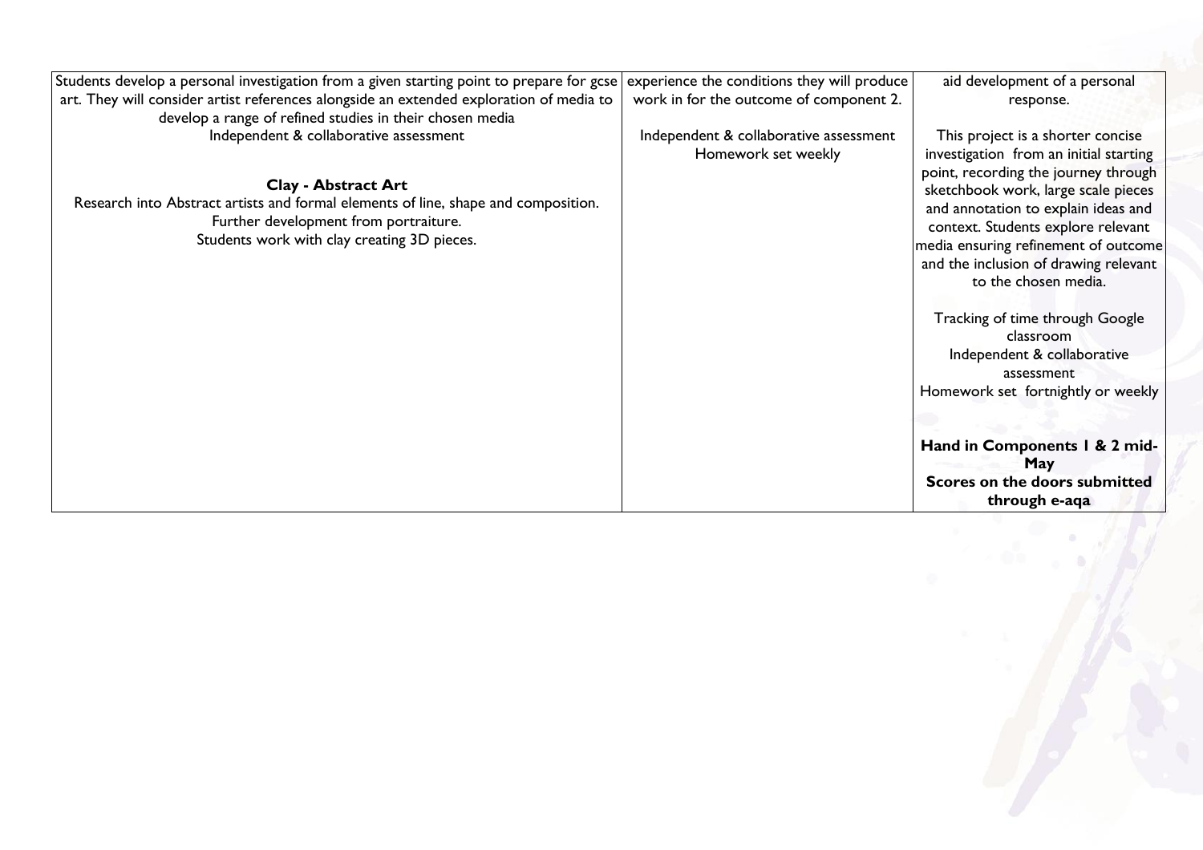| | | |
|---|---|---|
| Students develop a personal investigation from a given starting point to prepare for gcse art. They will consider artist references alongside an extended exploration of media to develop a range of refined studies in their chosen media<br>Independent & collaborative assessment<br><br>**Clay - Abstract Art**<br>Research into Abstract artists and formal elements of line, shape and composition.<br>Further development from portraiture.<br>Students work with clay creating 3D pieces. | experience the conditions they will produce work in for the outcome of component 2.<br><br>Independent & collaborative assessment<br>Homework set weekly | aid development of a personal response.<br><br>This project is a shorter concise investigation from an initial starting point, recording the journey through sketchbook work, large scale pieces and annotation to explain ideas and context. Students explore relevant media ensuring refinement of outcome and the inclusion of drawing relevant to the chosen media.<br><br>Tracking of time through Google classroom<br>Independent & collaborative assessment<br>Homework set fortnightly or weekly<br><br>**Hand in Components 1 & 2 mid-May**<br>**Scores on the doors submitted through e-aqa** |